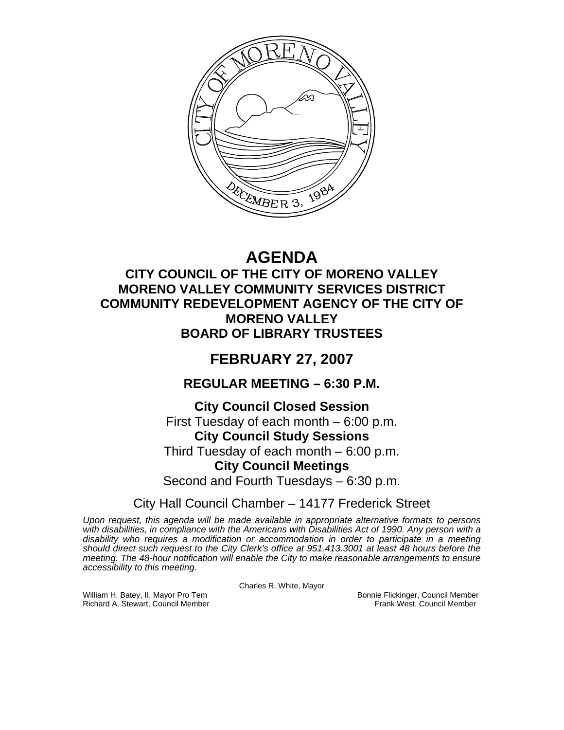# AGENDA

## CITY COUNCIL OF THE CITY OF MORENO VALLEY
## MORENO VALLEY COMMUNITY SERVICES DISTRICT
## COMMUNITY REDEVELOPMENT AGENCY OF THE CITY OF MORENO VALLEY
## BOARD OF LIBRARY TRUSTEES

# FEBRUARY 27, 2007

## REGULAR MEETING – 6:30 P.M.

**City Council Closed Session**
First Tuesday of each month – 6:00 p.m.

**City Council Study Sessions**
Third Tuesday of each month – 6:00 p.m.

**City Council Meetings**
Second and Fourth Tuesdays – 6:30 p.m.

City Hall Council Chamber – 14177 Frederick Street

*Upon request, this agenda will be made available in appropriate alternative formats to persons with disabilities, in compliance with the Americans with Disabilities Act of 1990. Any person with a disability who requires a modification or accommodation in order to participate in a meeting should direct such request to the City Clerk's office at 951.413.3001 at least 48 hours before the meeting. The 48-hour notification will enable the City to make reasonable arrangements to ensure accessibility to this meeting.*

Charles R. White, Mayor

William H. Batey, II, Mayor Pro Tem
Richard A. Stewart, Council Member
Bonnie Flickinger, Council Member
Frank West, Council Member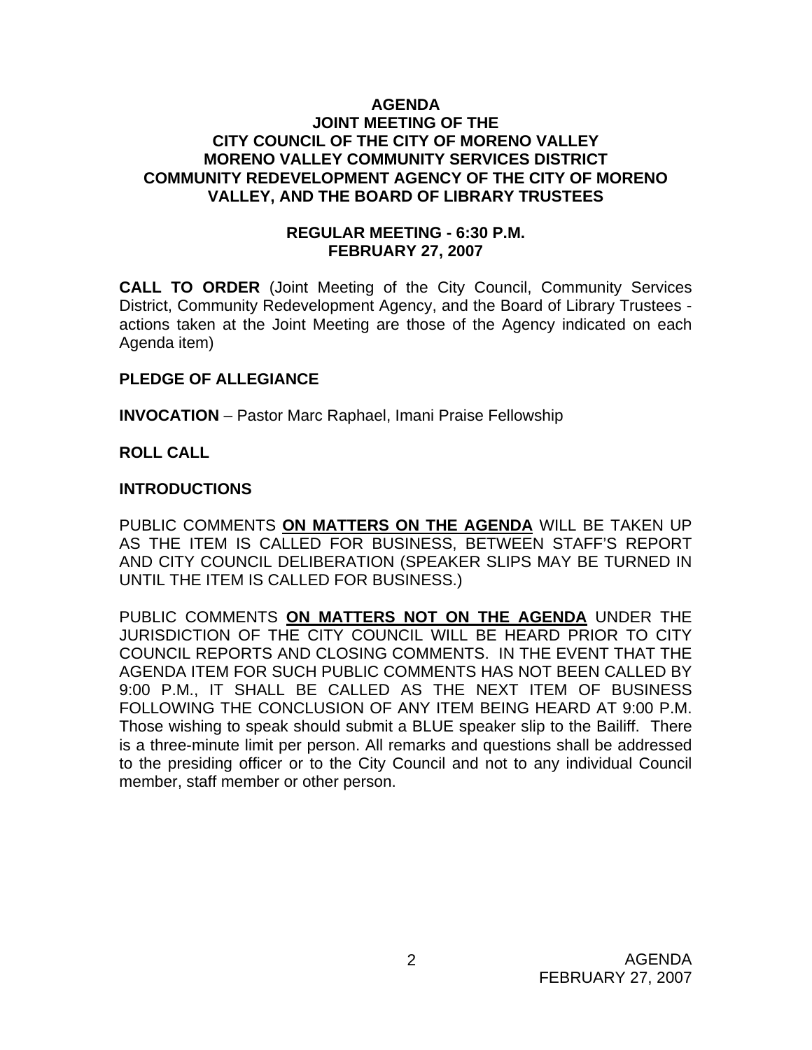# AGENDA
## JOINT MEETING OF THE
## CITY COUNCIL OF THE CITY OF MORENO VALLEY
## MORENO VALLEY COMMUNITY SERVICES DISTRICT
## COMMUNITY REDEVELOPMENT AGENCY OF THE CITY OF MORENO VALLEY, AND THE BOARD OF LIBRARY TRUSTEES

### REGULAR MEETING - 6:30 P.M.
### FEBRUARY 27, 2007

**CALL TO ORDER** (Joint Meeting of the City Council, Community Services District, Community Redevelopment Agency, and the Board of Library Trustees - actions taken at the Joint Meeting are those of the Agency indicated on each Agenda item)

**PLEDGE OF ALLEGIANCE**

**INVOCATION** – Pastor Marc Raphael, Imani Praise Fellowship

**ROLL CALL**

**INTRODUCTIONS**

PUBLIC COMMENTS **ON MATTERS ON THE AGENDA** WILL BE TAKEN UP AS THE ITEM IS CALLED FOR BUSINESS, BETWEEN STAFF'S REPORT AND CITY COUNCIL DELIBERATION (SPEAKER SLIPS MAY BE TURNED IN UNTIL THE ITEM IS CALLED FOR BUSINESS.)

PUBLIC COMMENTS **ON MATTERS NOT ON THE AGENDA** UNDER THE JURISDICTION OF THE CITY COUNCIL WILL BE HEARD PRIOR TO CITY COUNCIL REPORTS AND CLOSING COMMENTS. IN THE EVENT THAT THE AGENDA ITEM FOR SUCH PUBLIC COMMENTS HAS NOT BEEN CALLED BY 9:00 P.M., IT SHALL BE CALLED AS THE NEXT ITEM OF BUSINESS FOLLOWING THE CONCLUSION OF ANY ITEM BEING HEARD AT 9:00 P.M. Those wishing to speak should submit a BLUE speaker slip to the Bailiff. There is a three-minute limit per person. All remarks and questions shall be addressed to the presiding officer or to the City Council and not to any individual Council member, staff member or other person.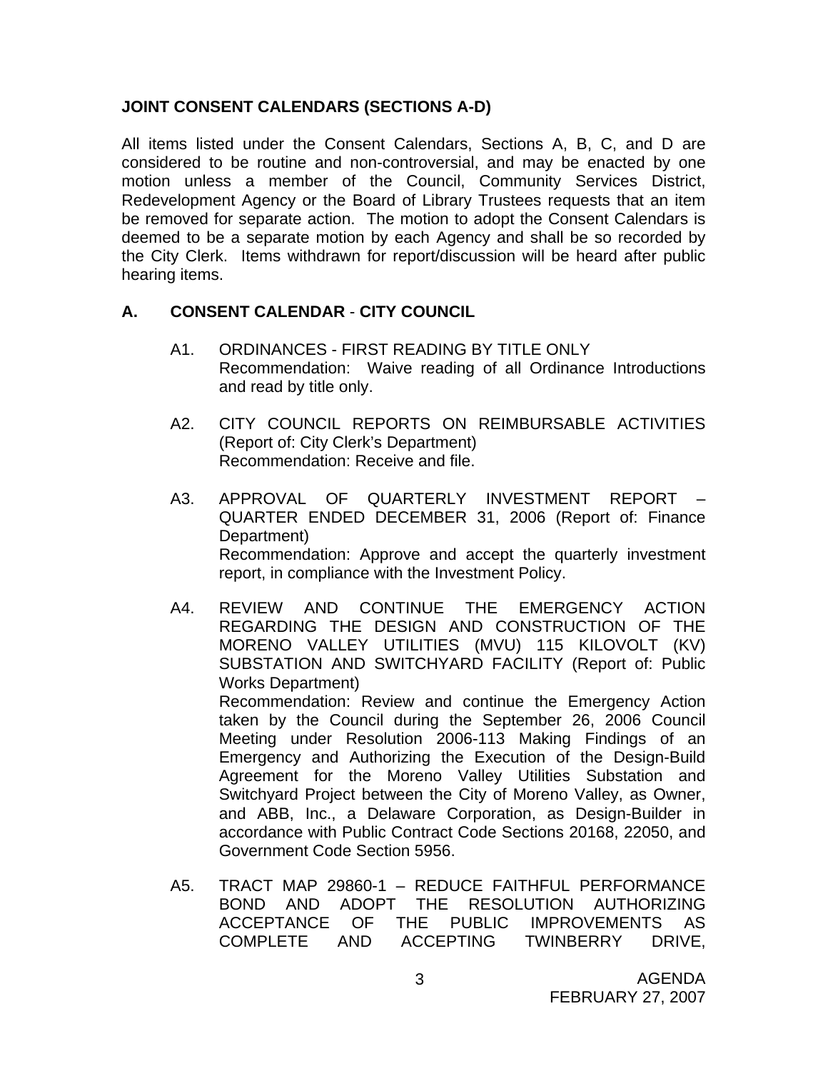### JOINT CONSENT CALENDARS (SECTIONS A-D)

All items listed under the Consent Calendars, Sections A, B, C, and D are considered to be routine and non-controversial, and may be enacted by one motion unless a member of the Council, Community Services District, Redevelopment Agency or the Board of Library Trustees requests that an item be removed for separate action. The motion to adopt the Consent Calendars is deemed to be a separate motion by each Agency and shall be so recorded by the City Clerk. Items withdrawn for report/discussion will be heard after public hearing items.

### A. CONSENT CALENDAR - CITY COUNCIL

A1. ORDINANCES - FIRST READING BY TITLE ONLY
Recommendation: Waive reading of all Ordinance Introductions and read by title only.

A2. CITY COUNCIL REPORTS ON REIMBURSABLE ACTIVITIES (Report of: City Clerk's Department)
Recommendation: Receive and file.

A3. APPROVAL OF QUARTERLY INVESTMENT REPORT – QUARTER ENDED DECEMBER 31, 2006 (Report of: Finance Department)
Recommendation: Approve and accept the quarterly investment report, in compliance with the Investment Policy.

A4. REVIEW AND CONTINUE THE EMERGENCY ACTION REGARDING THE DESIGN AND CONSTRUCTION OF THE MORENO VALLEY UTILITIES (MVU) 115 KILOVOLT (KV) SUBSTATION AND SWITCHYARD FACILITY (Report of: Public Works Department)
Recommendation: Review and continue the Emergency Action taken by the Council during the September 26, 2006 Council Meeting under Resolution 2006-113 Making Findings of an Emergency and Authorizing the Execution of the Design-Build Agreement for the Moreno Valley Utilities Substation and Switchyard Project between the City of Moreno Valley, as Owner, and ABB, Inc., a Delaware Corporation, as Design-Builder in accordance with Public Contract Code Sections 20168, 22050, and Government Code Section 5956.

A5. TRACT MAP 29860-1 – REDUCE FAITHFUL PERFORMANCE BOND AND ADOPT THE RESOLUTION AUTHORIZING ACCEPTANCE OF THE PUBLIC IMPROVEMENTS AS COMPLETE AND ACCEPTING TWINBERRY DRIVE,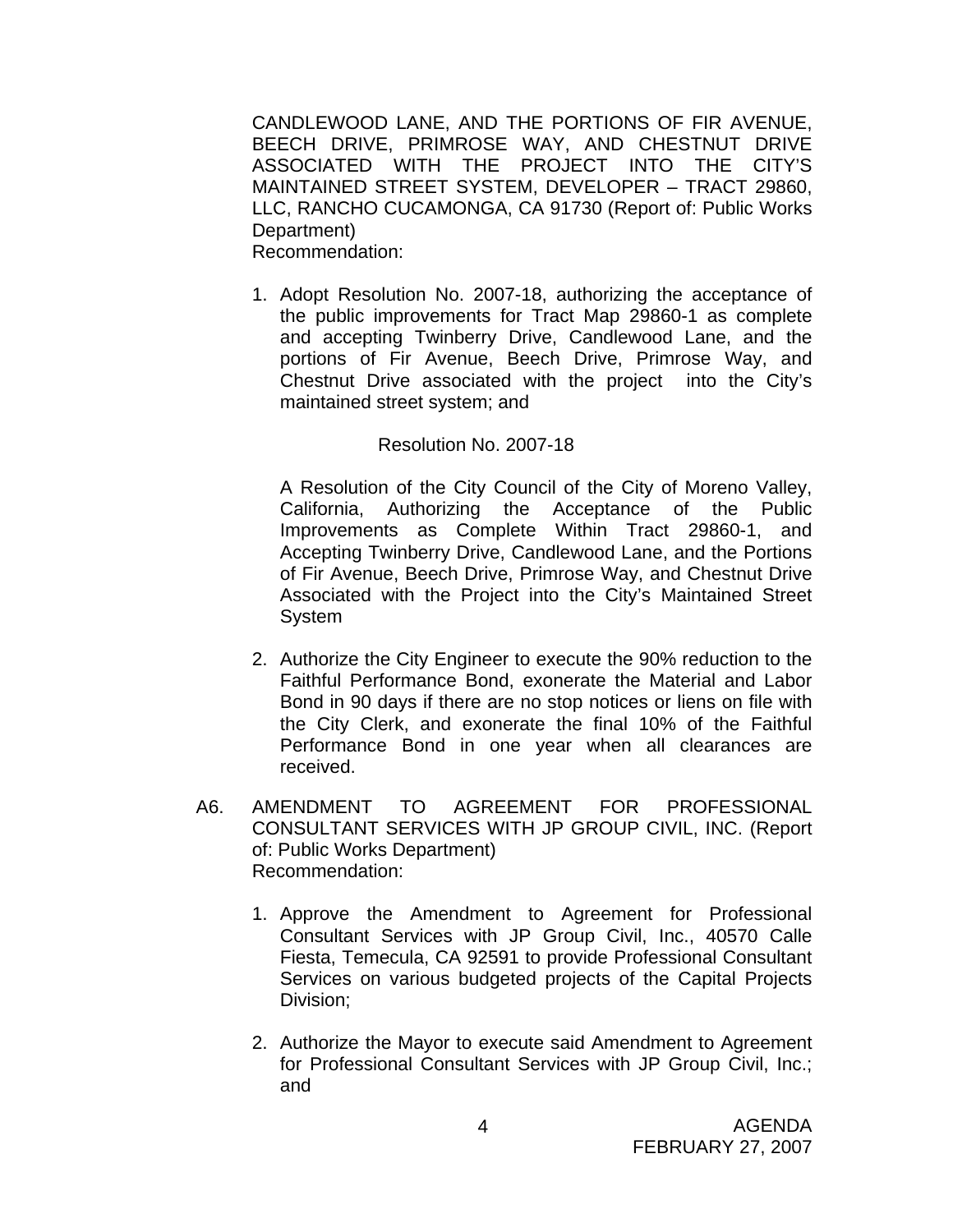CANDLEWOOD LANE, AND THE PORTIONS OF FIR AVENUE, BEECH DRIVE, PRIMROSE WAY, AND CHESTNUT DRIVE ASSOCIATED WITH THE PROJECT INTO THE CITY'S MAINTAINED STREET SYSTEM, DEVELOPER – TRACT 29860, LLC, RANCHO CUCAMONGA, CA 91730 (Report of: Public Works Department)
Recommendation:

1. Adopt Resolution No. 2007-18, authorizing the acceptance of the public improvements for Tract Map 29860-1 as complete and accepting Twinberry Drive, Candlewood Lane, and the portions of Fir Avenue, Beech Drive, Primrose Way, and Chestnut Drive associated with the project into the City's maintained street system; and

   Resolution No. 2007-18

   A Resolution of the City Council of the City of Moreno Valley, California, Authorizing the Acceptance of the Public Improvements as Complete Within Tract 29860-1, and Accepting Twinberry Drive, Candlewood Lane, and the Portions of Fir Avenue, Beech Drive, Primrose Way, and Chestnut Drive Associated with the Project into the City's Maintained Street System

2. Authorize the City Engineer to execute the 90% reduction to the Faithful Performance Bond, exonerate the Material and Labor Bond in 90 days if there are no stop notices or liens on file with the City Clerk, and exonerate the final 10% of the Faithful Performance Bond in one year when all clearances are received.

A6. AMENDMENT TO AGREEMENT FOR PROFESSIONAL CONSULTANT SERVICES WITH JP GROUP CIVIL, INC. (Report of: Public Works Department)
Recommendation:

1. Approve the Amendment to Agreement for Professional Consultant Services with JP Group Civil, Inc., 40570 Calle Fiesta, Temecula, CA 92591 to provide Professional Consultant Services on various budgeted projects of the Capital Projects Division;

2. Authorize the Mayor to execute said Amendment to Agreement for Professional Consultant Services with JP Group Civil, Inc.; and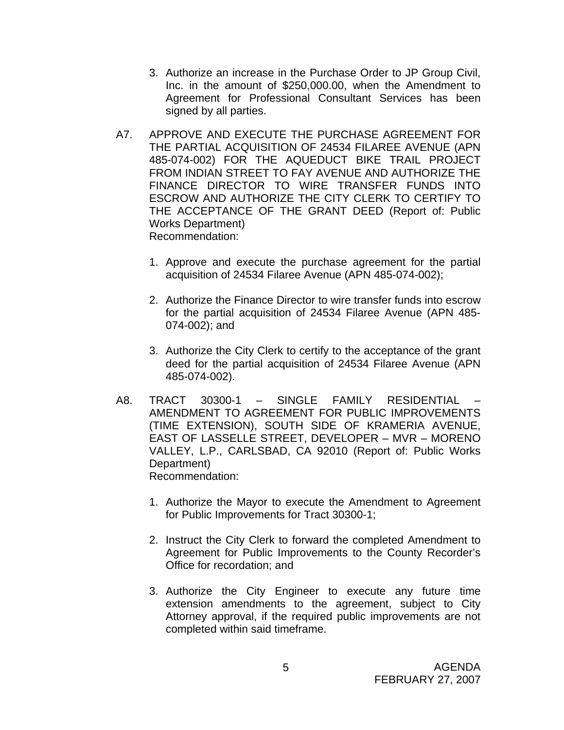3. Authorize an increase in the Purchase Order to JP Group Civil, Inc. in the amount of $250,000.00, when the Amendment to Agreement for Professional Consultant Services has been signed by all parties.

A7. APPROVE AND EXECUTE THE PURCHASE AGREEMENT FOR THE PARTIAL ACQUISITION OF 24534 FILAREE AVENUE (APN 485-074-002) FOR THE AQUEDUCT BIKE TRAIL PROJECT FROM INDIAN STREET TO FAY AVENUE AND AUTHORIZE THE FINANCE DIRECTOR TO WIRE TRANSFER FUNDS INTO ESCROW AND AUTHORIZE THE CITY CLERK TO CERTIFY TO THE ACCEPTANCE OF THE GRANT DEED (Report of: Public Works Department)
Recommendation:

1. Approve and execute the purchase agreement for the partial acquisition of 24534 Filaree Avenue (APN 485-074-002);

2. Authorize the Finance Director to wire transfer funds into escrow for the partial acquisition of 24534 Filaree Avenue (APN 485-074-002); and

3. Authorize the City Clerk to certify to the acceptance of the grant deed for the partial acquisition of 24534 Filaree Avenue (APN 485-074-002).

A8. TRACT 30300-1 – SINGLE FAMILY RESIDENTIAL – AMENDMENT TO AGREEMENT FOR PUBLIC IMPROVEMENTS (TIME EXTENSION), SOUTH SIDE OF KRAMERIA AVENUE, EAST OF LASSELLE STREET, DEVELOPER – MVR – MORENO VALLEY, L.P., CARLSBAD, CA 92010 (Report of: Public Works Department)
Recommendation:

1. Authorize the Mayor to execute the Amendment to Agreement for Public Improvements for Tract 30300-1;

2. Instruct the City Clerk to forward the completed Amendment to Agreement for Public Improvements to the County Recorder's Office for recordation; and

3. Authorize the City Engineer to execute any future time extension amendments to the agreement, subject to City Attorney approval, if the required public improvements are not completed within said timeframe.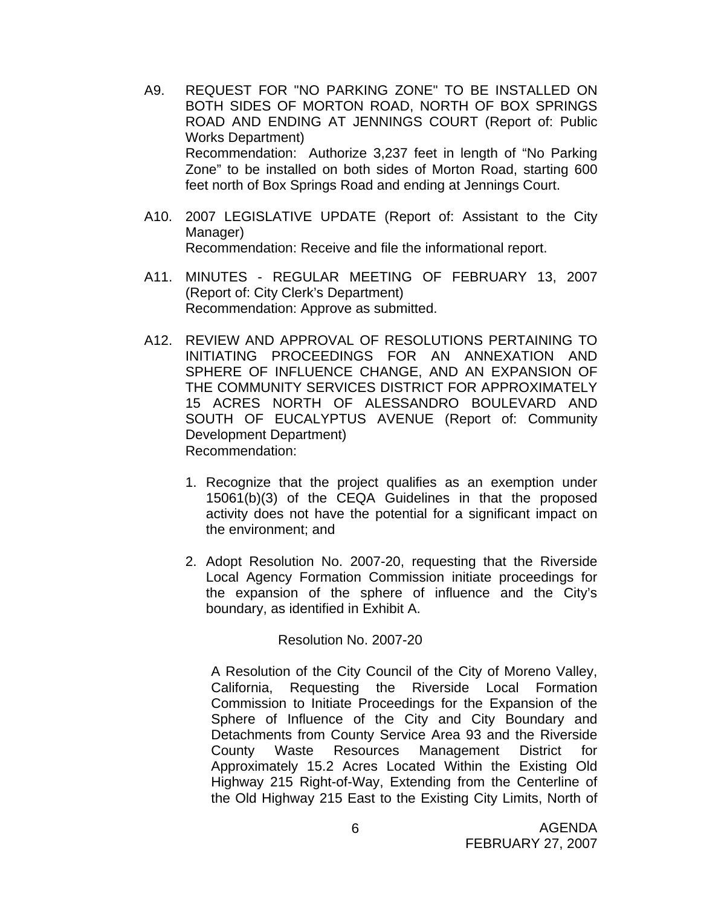A9. REQUEST FOR "NO PARKING ZONE" TO BE INSTALLED ON BOTH SIDES OF MORTON ROAD, NORTH OF BOX SPRINGS ROAD AND ENDING AT JENNINGS COURT (Report of: Public Works Department)
Recommendation: Authorize 3,237 feet in length of "No Parking Zone" to be installed on both sides of Morton Road, starting 600 feet north of Box Springs Road and ending at Jennings Court.

A10. 2007 LEGISLATIVE UPDATE (Report of: Assistant to the City Manager)
Recommendation: Receive and file the informational report.

A11. MINUTES - REGULAR MEETING OF FEBRUARY 13, 2007 (Report of: City Clerk's Department)
Recommendation: Approve as submitted.

A12. REVIEW AND APPROVAL OF RESOLUTIONS PERTAINING TO INITIATING PROCEEDINGS FOR AN ANNEXATION AND SPHERE OF INFLUENCE CHANGE, AND AN EXPANSION OF THE COMMUNITY SERVICES DISTRICT FOR APPROXIMATELY 15 ACRES NORTH OF ALESSANDRO BOULEVARD AND SOUTH OF EUCALYPTUS AVENUE (Report of: Community Development Department)
Recommendation:

1. Recognize that the project qualifies as an exemption under 15061(b)(3) of the CEQA Guidelines in that the proposed activity does not have the potential for a significant impact on the environment; and

2. Adopt Resolution No. 2007-20, requesting that the Riverside Local Agency Formation Commission initiate proceedings for the expansion of the sphere of influence and the City's boundary, as identified in Exhibit A.

Resolution No. 2007-20

A Resolution of the City Council of the City of Moreno Valley, California, Requesting the Riverside Local Formation Commission to Initiate Proceedings for the Expansion of the Sphere of Influence of the City and City Boundary and Detachments from County Service Area 93 and the Riverside County Waste Resources Management District for Approximately 15.2 Acres Located Within the Existing Old Highway 215 Right-of-Way, Extending from the Centerline of the Old Highway 215 East to the Existing City Limits, North of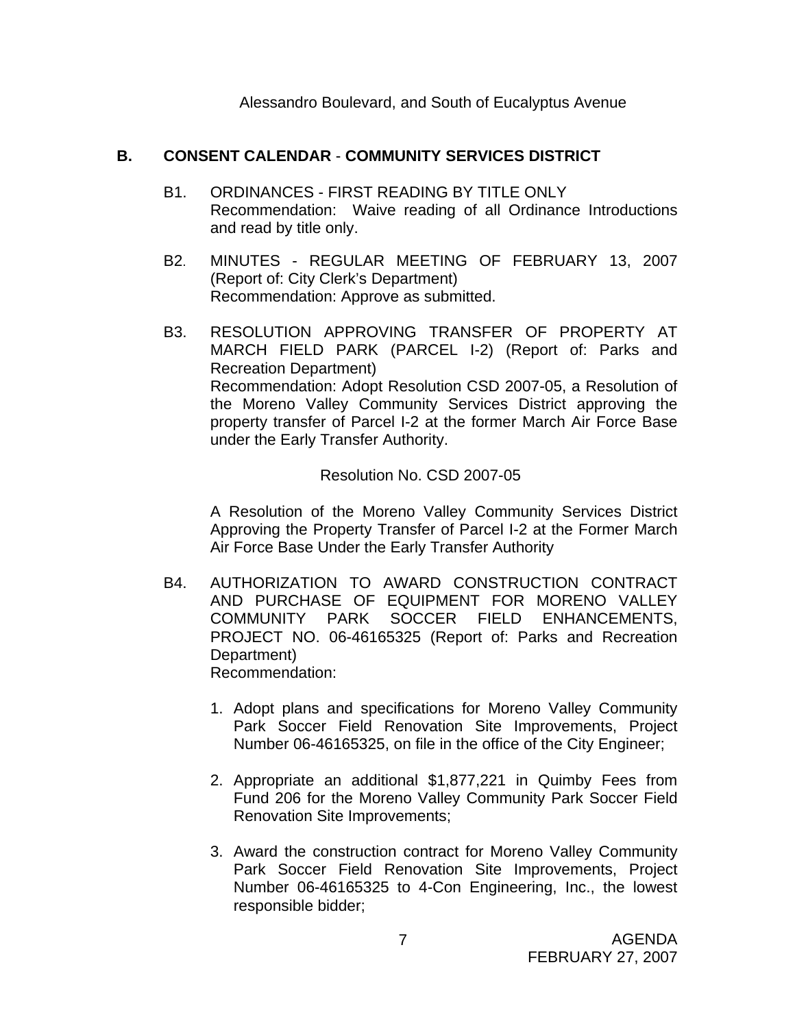Alessandro Boulevard, and South of Eucalyptus Avenue

## B. CONSENT CALENDAR - COMMUNITY SERVICES DISTRICT

B1. ORDINANCES - FIRST READING BY TITLE ONLY
Recommendation: Waive reading of all Ordinance Introductions and read by title only.

B2. MINUTES - REGULAR MEETING OF FEBRUARY 13, 2007 (Report of: City Clerk's Department)
Recommendation: Approve as submitted.

B3. RESOLUTION APPROVING TRANSFER OF PROPERTY AT MARCH FIELD PARK (PARCEL I-2) (Report of: Parks and Recreation Department)
Recommendation: Adopt Resolution CSD 2007-05, a Resolution of the Moreno Valley Community Services District approving the property transfer of Parcel I-2 at the former March Air Force Base under the Early Transfer Authority.

Resolution No. CSD 2007-05

A Resolution of the Moreno Valley Community Services District Approving the Property Transfer of Parcel I-2 at the Former March Air Force Base Under the Early Transfer Authority

B4. AUTHORIZATION TO AWARD CONSTRUCTION CONTRACT AND PURCHASE OF EQUIPMENT FOR MORENO VALLEY COMMUNITY PARK SOCCER FIELD ENHANCEMENTS, PROJECT NO. 06-46165325 (Report of: Parks and Recreation Department)
Recommendation:

1. Adopt plans and specifications for Moreno Valley Community Park Soccer Field Renovation Site Improvements, Project Number 06-46165325, on file in the office of the City Engineer;

2. Appropriate an additional $1,877,221 in Quimby Fees from Fund 206 for the Moreno Valley Community Park Soccer Field Renovation Site Improvements;

3. Award the construction contract for Moreno Valley Community Park Soccer Field Renovation Site Improvements, Project Number 06-46165325 to 4-Con Engineering, Inc., the lowest responsible bidder;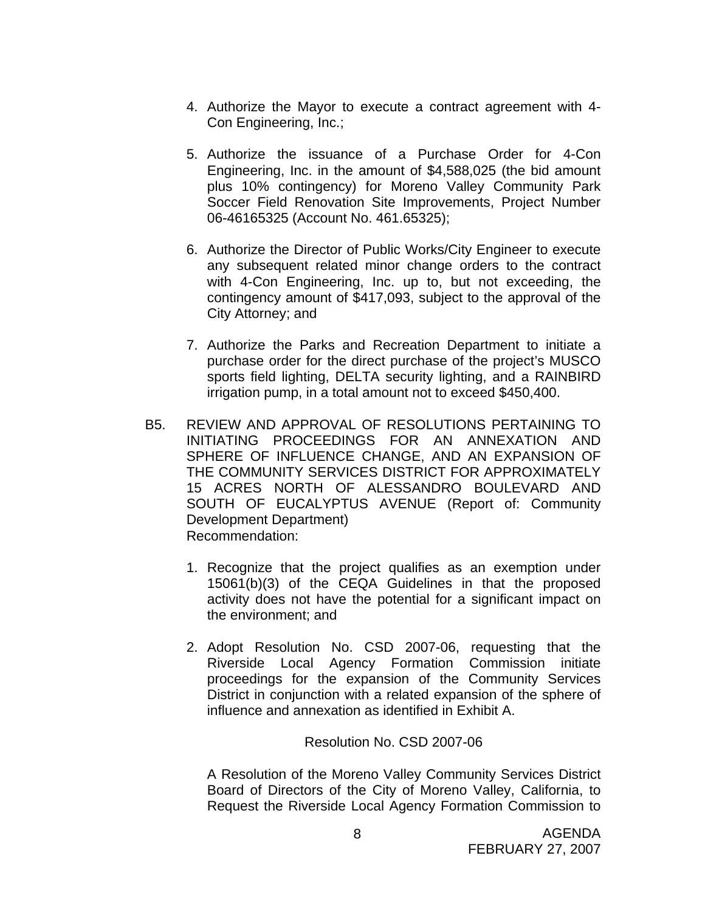4. Authorize the Mayor to execute a contract agreement with 4-Con Engineering, Inc.;

5. Authorize the issuance of a Purchase Order for 4-Con Engineering, Inc. in the amount of $4,588,025 (the bid amount plus 10% contingency) for Moreno Valley Community Park Soccer Field Renovation Site Improvements, Project Number 06-46165325 (Account No. 461.65325);

6. Authorize the Director of Public Works/City Engineer to execute any subsequent related minor change orders to the contract with 4-Con Engineering, Inc. up to, but not exceeding, the contingency amount of $417,093, subject to the approval of the City Attorney; and

7. Authorize the Parks and Recreation Department to initiate a purchase order for the direct purchase of the project's MUSCO sports field lighting, DELTA security lighting, and a RAINBIRD irrigation pump, in a total amount not to exceed $450,400.

B5. REVIEW AND APPROVAL OF RESOLUTIONS PERTAINING TO INITIATING PROCEEDINGS FOR AN ANNEXATION AND SPHERE OF INFLUENCE CHANGE, AND AN EXPANSION OF THE COMMUNITY SERVICES DISTRICT FOR APPROXIMATELY 15 ACRES NORTH OF ALESSANDRO BOULEVARD AND SOUTH OF EUCALYPTUS AVENUE (Report of: Community Development Department)
Recommendation:

1. Recognize that the project qualifies as an exemption under 15061(b)(3) of the CEQA Guidelines in that the proposed activity does not have the potential for a significant impact on the environment; and

2. Adopt Resolution No. CSD 2007-06, requesting that the Riverside Local Agency Formation Commission initiate proceedings for the expansion of the Community Services District in conjunction with a related expansion of the sphere of influence and annexation as identified in Exhibit A.

Resolution No. CSD 2007-06

A Resolution of the Moreno Valley Community Services District Board of Directors of the City of Moreno Valley, California, to Request the Riverside Local Agency Formation Commission to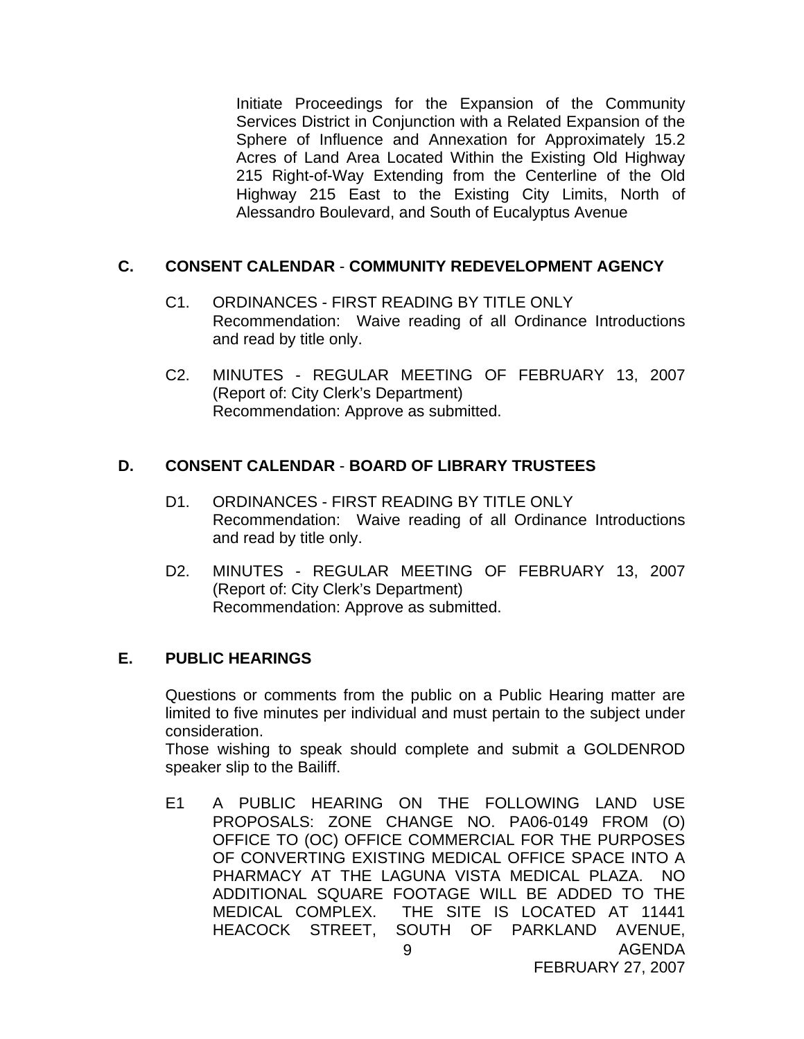Initiate Proceedings for the Expansion of the Community Services District in Conjunction with a Related Expansion of the Sphere of Influence and Annexation for Approximately 15.2 Acres of Land Area Located Within the Existing Old Highway 215 Right-of-Way Extending from the Centerline of the Old Highway 215 East to the Existing City Limits, North of Alessandro Boulevard, and South of Eucalyptus Avenue

## C. CONSENT CALENDAR - COMMUNITY REDEVELOPMENT AGENCY

C1. ORDINANCES - FIRST READING BY TITLE ONLY
Recommendation: Waive reading of all Ordinance Introductions and read by title only.

C2. MINUTES - REGULAR MEETING OF FEBRUARY 13, 2007
(Report of: City Clerk's Department)
Recommendation: Approve as submitted.

## D. CONSENT CALENDAR - BOARD OF LIBRARY TRUSTEES

D1. ORDINANCES - FIRST READING BY TITLE ONLY
Recommendation: Waive reading of all Ordinance Introductions and read by title only.

D2. MINUTES - REGULAR MEETING OF FEBRUARY 13, 2007
(Report of: City Clerk's Department)
Recommendation: Approve as submitted.

## E. PUBLIC HEARINGS

Questions or comments from the public on a Public Hearing matter are limited to five minutes per individual and must pertain to the subject under consideration.
Those wishing to speak should complete and submit a GOLDENROD speaker slip to the Bailiff.

E1 A PUBLIC HEARING ON THE FOLLOWING LAND USE PROPOSALS: ZONE CHANGE NO. PA06-0149 FROM (O) OFFICE TO (OC) OFFICE COMMERCIAL FOR THE PURPOSES OF CONVERTING EXISTING MEDICAL OFFICE SPACE INTO A PHARMACY AT THE LAGUNA VISTA MEDICAL PLAZA. NO ADDITIONAL SQUARE FOOTAGE WILL BE ADDED TO THE MEDICAL COMPLEX. THE SITE IS LOCATED AT 11441 HEACOCK STREET, SOUTH OF PARKLAND AVENUE,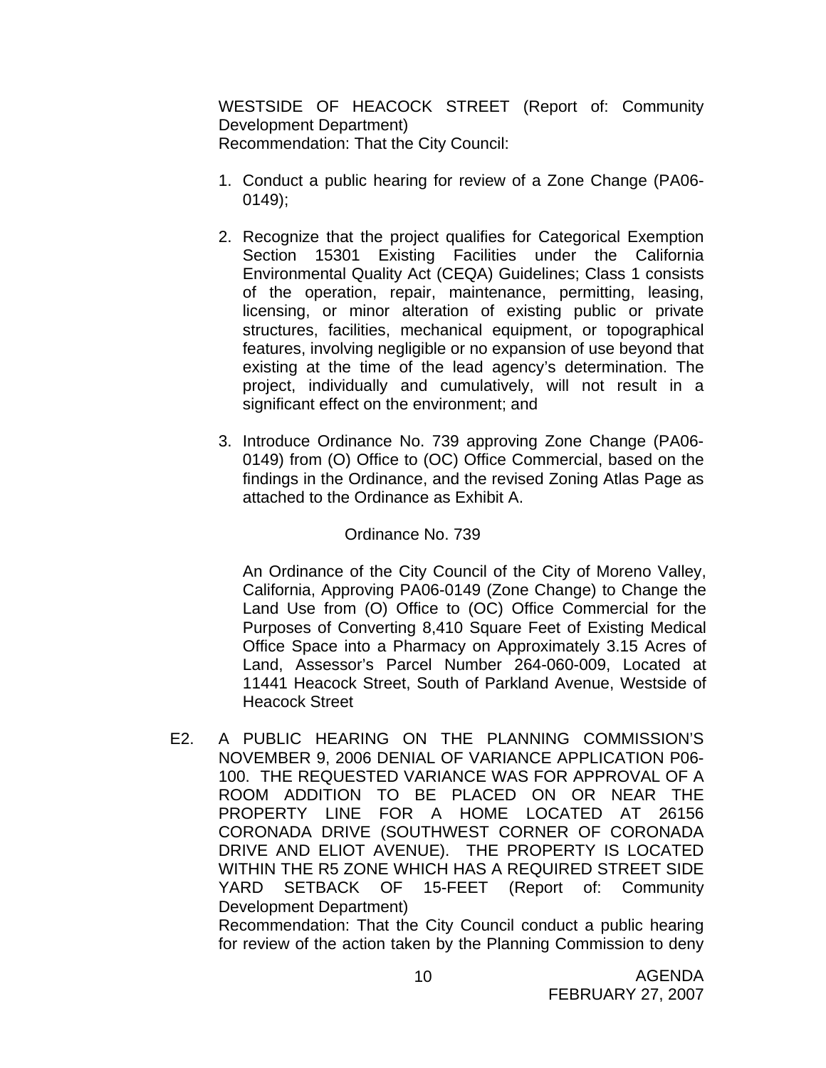WESTSIDE OF HEACOCK STREET (Report of: Community Development Department)
Recommendation: That the City Council:

1. Conduct a public hearing for review of a Zone Change (PA06-0149);

2. Recognize that the project qualifies for Categorical Exemption Section 15301 Existing Facilities under the California Environmental Quality Act (CEQA) Guidelines; Class 1 consists of the operation, repair, maintenance, permitting, leasing, licensing, or minor alteration of existing public or private structures, facilities, mechanical equipment, or topographical features, involving negligible or no expansion of use beyond that existing at the time of the lead agency's determination. The project, individually and cumulatively, will not result in a significant effect on the environment; and

3. Introduce Ordinance No. 739 approving Zone Change (PA06-0149) from (O) Office to (OC) Office Commercial, based on the findings in the Ordinance, and the revised Zoning Atlas Page as attached to the Ordinance as Exhibit A.

Ordinance No. 739

An Ordinance of the City Council of the City of Moreno Valley, California, Approving PA06-0149 (Zone Change) to Change the Land Use from (O) Office to (OC) Office Commercial for the Purposes of Converting 8,410 Square Feet of Existing Medical Office Space into a Pharmacy on Approximately 3.15 Acres of Land, Assessor's Parcel Number 264-060-009, Located at 11441 Heacock Street, South of Parkland Avenue, Westside of Heacock Street

E2. A PUBLIC HEARING ON THE PLANNING COMMISSION'S NOVEMBER 9, 2006 DENIAL OF VARIANCE APPLICATION P06-100. THE REQUESTED VARIANCE WAS FOR APPROVAL OF A ROOM ADDITION TO BE PLACED ON OR NEAR THE PROPERTY LINE FOR A HOME LOCATED AT 26156 CORONADA DRIVE (SOUTHWEST CORNER OF CORONADA DRIVE AND ELIOT AVENUE). THE PROPERTY IS LOCATED WITHIN THE R5 ZONE WHICH HAS A REQUIRED STREET SIDE YARD SETBACK OF 15-FEET (Report of: Community Development Department)
Recommendation: That the City Council conduct a public hearing for review of the action taken by the Planning Commission to deny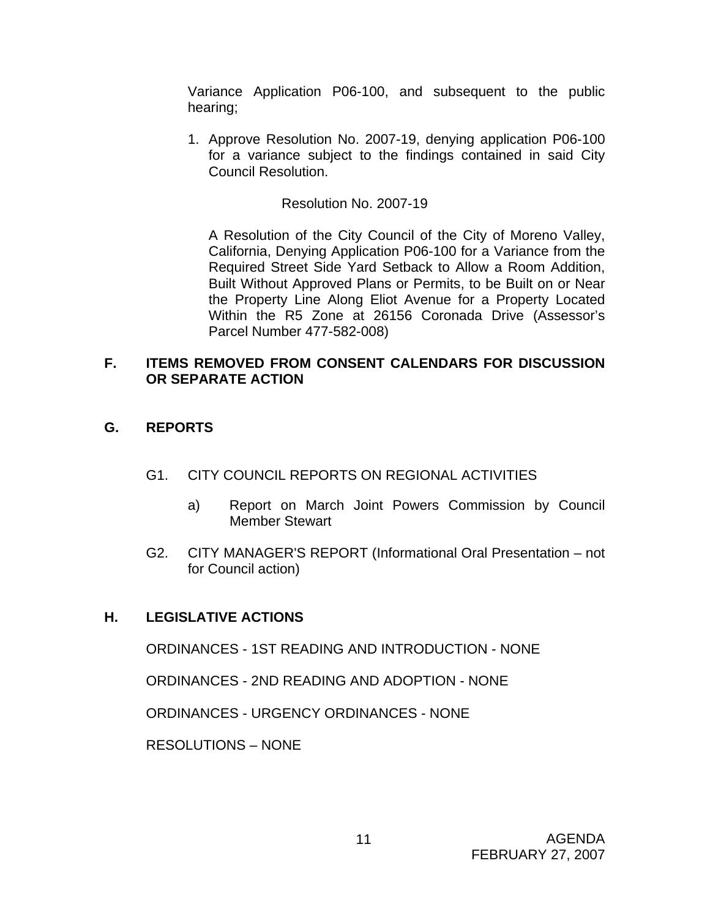Variance Application P06-100, and subsequent to the public hearing;

1. Approve Resolution No. 2007-19, denying application P06-100 for a variance subject to the findings contained in said City Council Resolution.

Resolution No. 2007-19

A Resolution of the City Council of the City of Moreno Valley, California, Denying Application P06-100 for a Variance from the Required Street Side Yard Setback to Allow a Room Addition, Built Without Approved Plans or Permits, to be Built on or Near the Property Line Along Eliot Avenue for a Property Located Within the R5 Zone at 26156 Coronada Drive (Assessor's Parcel Number 477-582-008)

## F. ITEMS REMOVED FROM CONSENT CALENDARS FOR DISCUSSION OR SEPARATE ACTION

## G. REPORTS

G1. CITY COUNCIL REPORTS ON REGIONAL ACTIVITIES

a) Report on March Joint Powers Commission by Council Member Stewart

G2. CITY MANAGER'S REPORT (Informational Oral Presentation – not for Council action)

## H. LEGISLATIVE ACTIONS

ORDINANCES - 1ST READING AND INTRODUCTION - NONE

ORDINANCES - 2ND READING AND ADOPTION - NONE

ORDINANCES - URGENCY ORDINANCES - NONE

RESOLUTIONS – NONE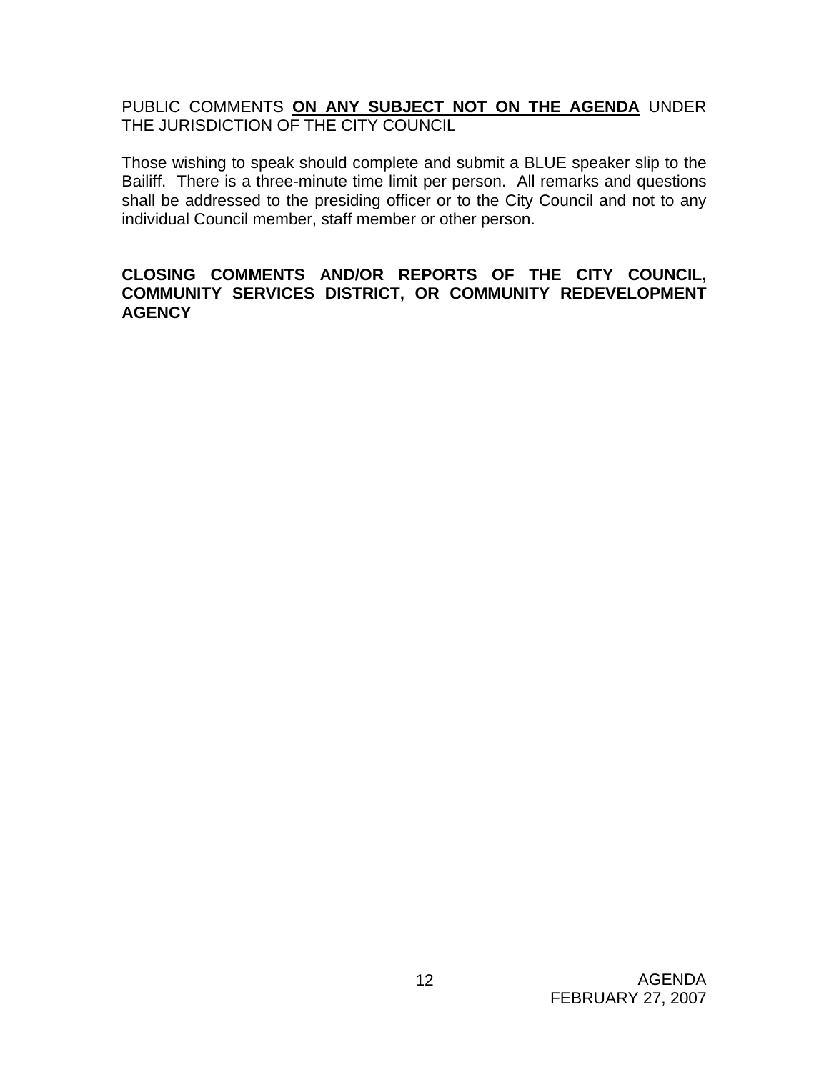PUBLIC COMMENTS **ON ANY SUBJECT NOT ON THE AGENDA** UNDER THE JURISDICTION OF THE CITY COUNCIL

Those wishing to speak should complete and submit a BLUE speaker slip to the Bailiff. There is a three-minute time limit per person. All remarks and questions shall be addressed to the presiding officer or to the City Council and not to any individual Council member, staff member or other person.

**CLOSING COMMENTS AND/OR REPORTS OF THE CITY COUNCIL, COMMUNITY SERVICES DISTRICT, OR COMMUNITY REDEVELOPMENT AGENCY**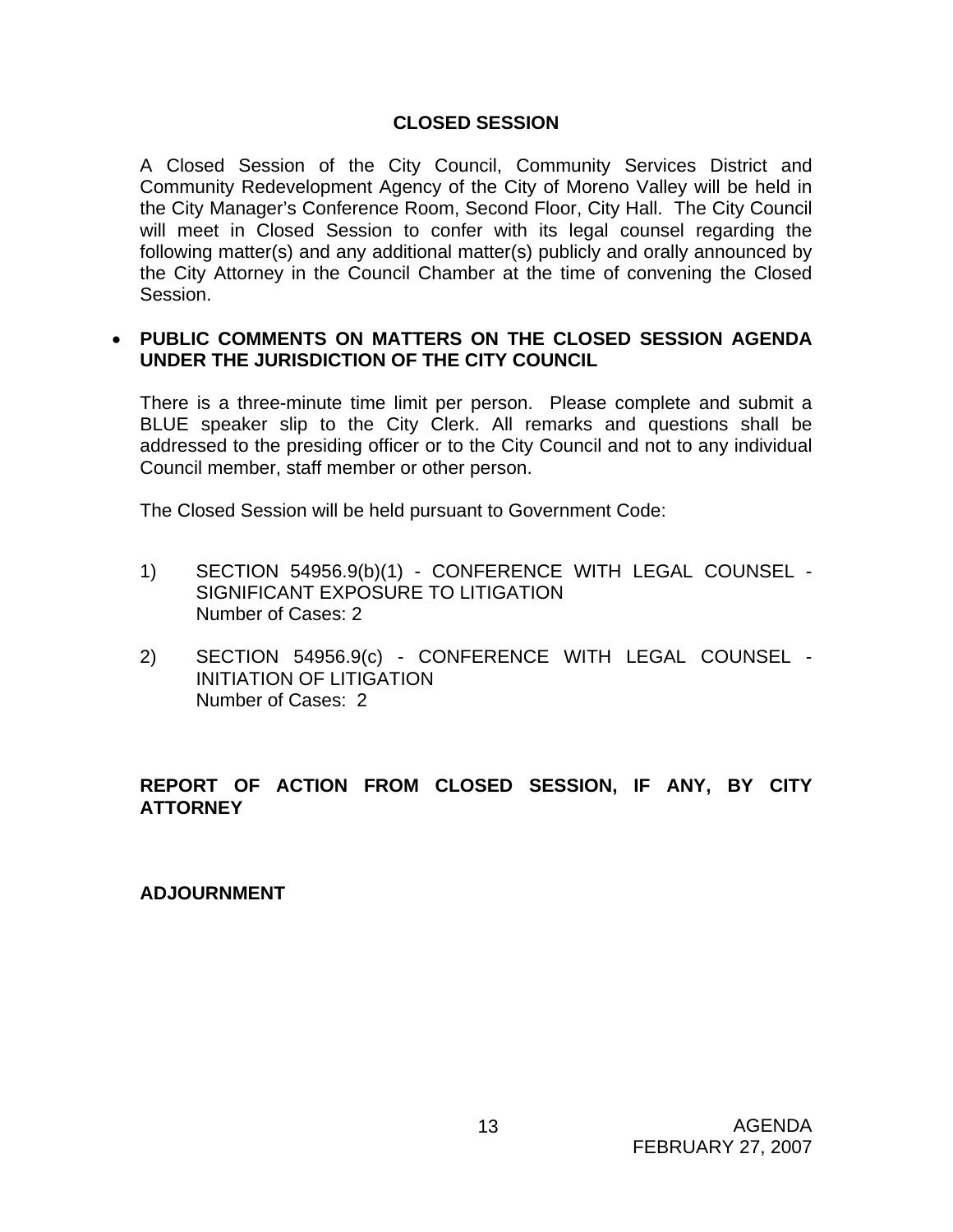## CLOSED SESSION

A Closed Session of the City Council, Community Services District and Community Redevelopment Agency of the City of Moreno Valley will be held in the City Manager's Conference Room, Second Floor, City Hall. The City Council will meet in Closed Session to confer with its legal counsel regarding the following matter(s) and any additional matter(s) publicly and orally announced by the City Attorney in the Council Chamber at the time of convening the Closed Session.

- **PUBLIC COMMENTS ON MATTERS ON THE CLOSED SESSION AGENDA UNDER THE JURISDICTION OF THE CITY COUNCIL**

  There is a three-minute time limit per person. Please complete and submit a BLUE speaker slip to the City Clerk. All remarks and questions shall be addressed to the presiding officer or to the City Council and not to any individual Council member, staff member or other person.

  The Closed Session will be held pursuant to Government Code:

  1) SECTION 54956.9(b)(1) - CONFERENCE WITH LEGAL COUNSEL - SIGNIFICANT EXPOSURE TO LITIGATION
     Number of Cases: 2

  2) SECTION 54956.9(c) - CONFERENCE WITH LEGAL COUNSEL - INITIATION OF LITIGATION
     Number of Cases: 2

**REPORT OF ACTION FROM CLOSED SESSION, IF ANY, BY CITY ATTORNEY**

**ADJOURNMENT**